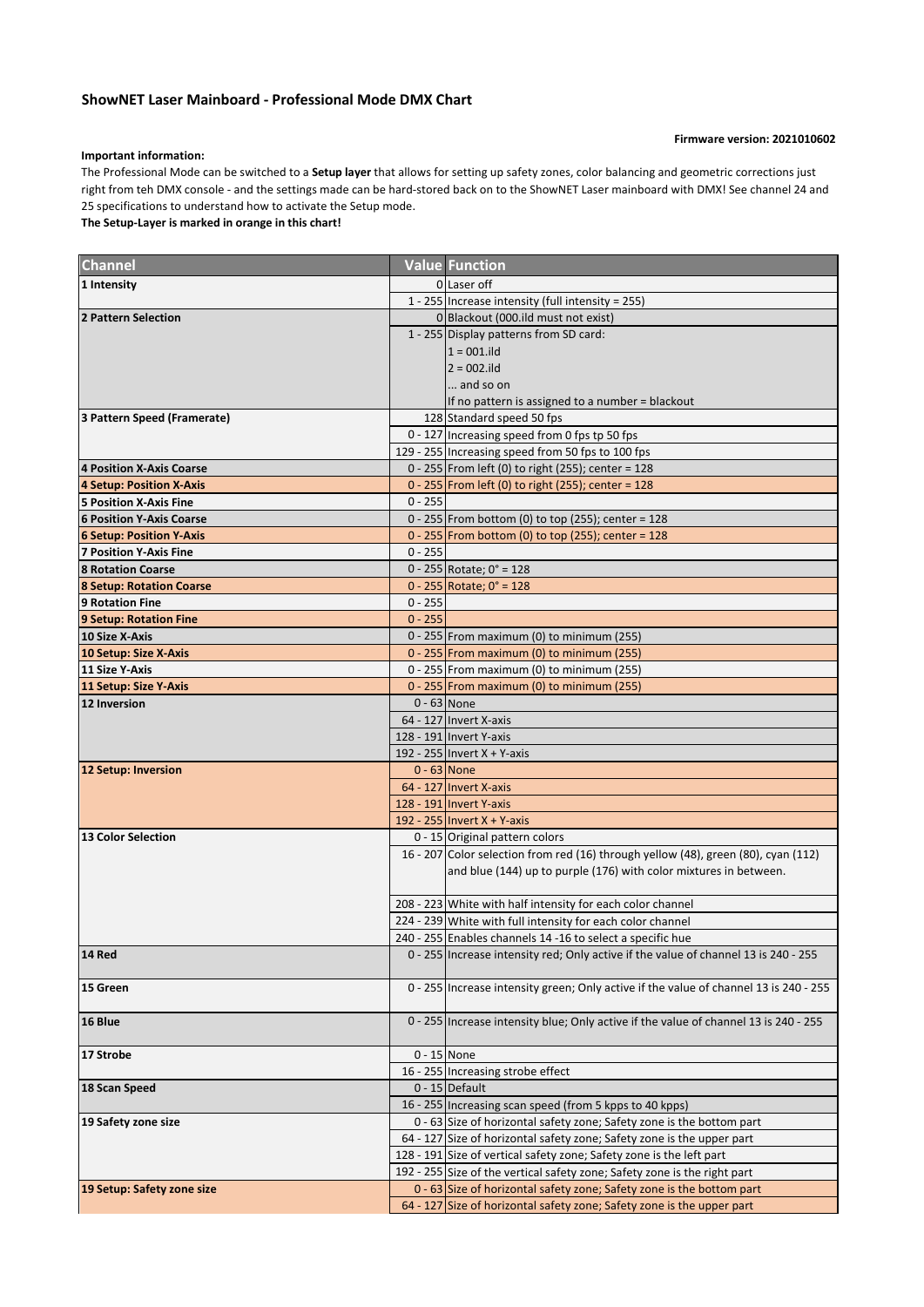## ShowNET Laser Mainboard - Professional Mode DMX Chart

**Firmware version: 2021010602**

**Important information:**

The Professional Mode can be switched to a **Setup layer** that allows for setting up safety zones, color balancing and geometric corrections just right from teh DMX console - and the settings made can be hard-stored back on to the ShowNET Laser mainboard with DMX! See channel 24 and 25 specifications to understand how to activate the Setup mode.

**The Setup-Layer is marked in orange in this chart!**

| Channel | Value | Function |
|---|---|---|
| **1 Intensity** | 0 | Laser off |
| | 1 - 255 | Increase intensity (full intensity = 255) |
| **2 Pattern Selection** | 0 | Blackout (000.ild must not exist) |
| | 1 - 255 | Display patterns from SD card:<br>1 = 001.ild<br>2 = 002.ild<br>... and so on<br>If no pattern is assigned to a number = blackout |
| **3 Pattern Speed (Framerate)** | 128 | Standard speed 50 fps |
| | 0 - 127 | Increasing speed from 0 fps tp 50 fps |
| | 129 - 255 | Increasing speed from 50 fps to 100 fps |
| **4 Position X-Axis Coarse** | 0 - 255 | From left (0) to right (255); center = 128 |
| **4 Setup: Position X-Axis** | 0 - 255 | From left (0) to right (255); center = 128 |
| **5 Position X-Axis Fine** | 0 - 255 | |
| **6 Position Y-Axis Coarse** | 0 - 255 | From bottom (0) to top (255); center = 128 |
| **6 Setup: Position Y-Axis** | 0 - 255 | From bottom (0) to top (255); center = 128 |
| **7 Position Y-Axis Fine** | 0 - 255 | |
| **8 Rotation Coarse** | 0 - 255 | Rotate; 0° = 128 |
| **8 Setup: Rotation Coarse** | 0 - 255 | Rotate; 0° = 128 |
| **9 Rotation Fine** | 0 - 255 | |
| **9 Setup: Rotation Fine** | 0 - 255 | |
| **10 Size X-Axis** | 0 - 255 | From maximum (0) to minimum (255) |
| **10 Setup: Size X-Axis** | 0 - 255 | From maximum (0) to minimum (255) |
| **11 Size Y-Axis** | 0 - 255 | From maximum (0) to minimum (255) |
| **11 Setup: Size Y-Axis** | 0 - 255 | From maximum (0) to minimum (255) |
| **12 Inversion** | 0 - 63 | None |
| | 64 - 127 | Invert X-axis |
| | 128 - 191 | Invert Y-axis |
| | 192 - 255 | Invert X + Y-axis |
| **12 Setup: Inversion** | 0 - 63 | None |
| | 64 - 127 | Invert X-axis |
| | 128 - 191 | Invert Y-axis |
| | 192 - 255 | Invert X + Y-axis |
| **13 Color Selection** | 0 - 15 | Original pattern colors |
| | 16 - 207 | Color selection from red (16) through yellow (48), green (80), cyan (112) and blue (144) up to purple (176) with color mixtures in between. |
| | 208 - 223 | White with half intensity for each color channel |
| | 224 - 239 | White with full intensity for each color channel |
| | 240 - 255 | Enables channels 14 -16 to select a specific hue |
| **14 Red** | 0 - 255 | Increase intensity red; Only active if the value of channel 13 is 240 - 255 |
| **15 Green** | 0 - 255 | Increase intensity green; Only active if the value of channel 13 is 240 - 255 |
| **16 Blue** | 0 - 255 | Increase intensity blue; Only active if the value of channel 13 is 240 - 255 |
| **17 Strobe** | 0 - 15 | None |
| | 16 - 255 | Increasing strobe effect |
| **18 Scan Speed** | 0 - 15 | Default |
| | 16 - 255 | Increasing scan speed (from 5 kpps to 40 kpps) |
| **19 Safety zone size** | 0 - 63 | Size of horizontal safety zone; Safety zone is the bottom part |
| | 64 - 127 | Size of horizontal safety zone; Safety zone is the upper part |
| | 128 - 191 | Size of vertical safety zone; Safety zone is the left part |
| | 192 - 255 | Size of the vertical safety zone; Safety zone is the right part |
| **19 Setup: Safety zone size** | 0 - 63 | Size of horizontal safety zone; Safety zone is the bottom part |
| | 64 - 127 | Size of horizontal safety zone; Safety zone is the upper part |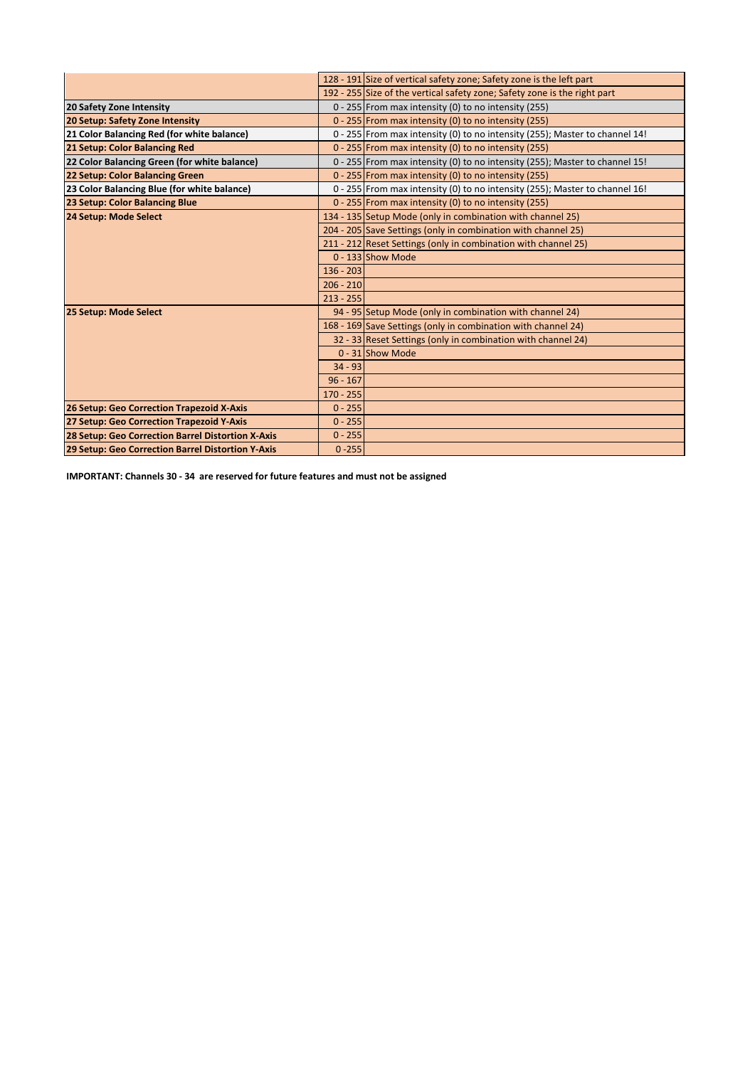| | | |
|---|---|---|
| | 128 - 191 | Size of vertical safety zone; Safety zone is the left part |
| | 192 - 255 | Size of the vertical safety zone; Safety zone is the right part |
| **20 Safety Zone Intensity** | 0 - 255 | From max intensity (0) to no intensity (255) |
| **20 Setup: Safety Zone Intensity** | 0 - 255 | From max intensity (0) to no intensity (255) |
| **21 Color Balancing Red (for white balance)** | 0 - 255 | From max intensity (0) to no intensity (255); Master to channel 14! |
| **21 Setup: Color Balancing Red** | 0 - 255 | From max intensity (0) to no intensity (255) |
| **22 Color Balancing Green (for white balance)** | 0 - 255 | From max intensity (0) to no intensity (255); Master to channel 15! |
| **22 Setup: Color Balancing Green** | 0 - 255 | From max intensity (0) to no intensity (255) |
| **23 Color Balancing Blue (for white balance)** | 0 - 255 | From max intensity (0) to no intensity (255); Master to channel 16! |
| **23 Setup: Color Balancing Blue** | 0 - 255 | From max intensity (0) to no intensity (255) |
| **24 Setup: Mode Select** | 134 - 135 | Setup Mode (only in combination with channel 25) |
| | 204 - 205 | Save Settings (only in combination with channel 25) |
| | 211 - 212 | Reset Settings (only in combination with channel 25) |
| | 0 - 133 | Show Mode |
| | 136 - 203 | |
| | 206 - 210 | |
| | 213 - 255 | |
| **25 Setup: Mode Select** | 94 - 95 | Setup Mode (only in combination with channel 24) |
| | 168 - 169 | Save Settings (only in combination with channel 24) |
| | 32 - 33 | Reset Settings (only in combination with channel 24) |
| | 0 - 31 | Show Mode |
| | 34 - 93 | |
| | 96 - 167 | |
| | 170 - 255 | |
| **26 Setup: Geo Correction Trapezoid X-Axis** | 0 - 255 | |
| **27 Setup: Geo Correction Trapezoid Y-Axis** | 0 - 255 | |
| **28 Setup: Geo Correction Barrel Distortion X-Axis** | 0 - 255 | |
| **29 Setup: Geo Correction Barrel Distortion Y-Axis** | 0 -255 | |

**IMPORTANT: Channels 30 - 34 are reserved for future features and must not be assigned**